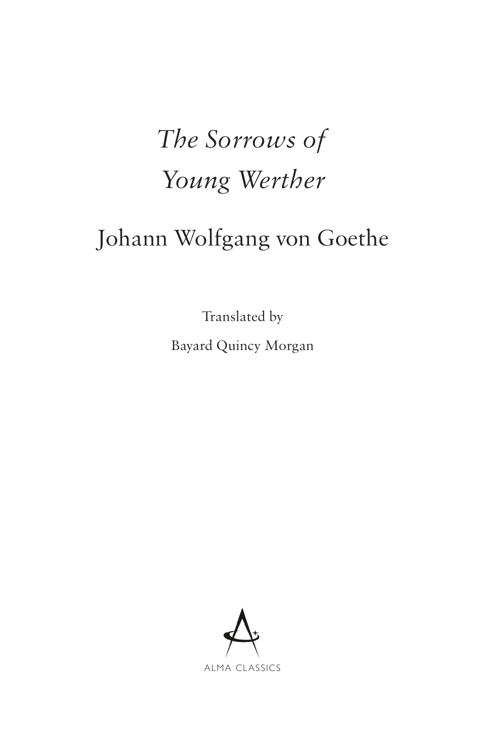# *The Sorrows of Young Werther*

## Johann Wolfgang von Goethe

Translated by

Bayard Quincy Morgan

ALMA CLASSICS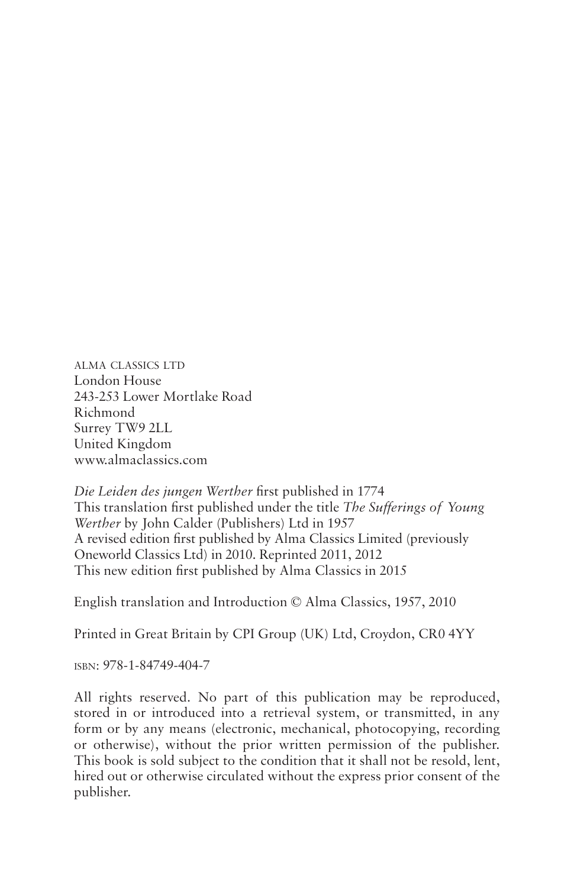ALMA CLASSICS LTD
London House
243-253 Lower Mortlake Road
Richmond
Surrey TW9 2LL
United Kingdom
www.almaclassics.com

*Die Leiden des jungen Werther* first published in 1774
This translation first published under the title *The Sufferings of Young Werther* by John Calder (Publishers) Ltd in 1957
A revised edition first published by Alma Classics Limited (previously Oneworld Classics Ltd) in 2010. Reprinted 2011, 2012
This new edition first published by Alma Classics in 2015

English translation and Introduction © Alma Classics, 1957, 2010

Printed in Great Britain by CPI Group (UK) Ltd, Croydon, CR0 4YY

ISBN: 978-1-84749-404-7

All rights reserved. No part of this publication may be reproduced, stored in or introduced into a retrieval system, or transmitted, in any form or by any means (electronic, mechanical, photocopying, recording or otherwise), without the prior written permission of the publisher. This book is sold subject to the condition that it shall not be resold, lent, hired out or otherwise circulated without the express prior consent of the publisher.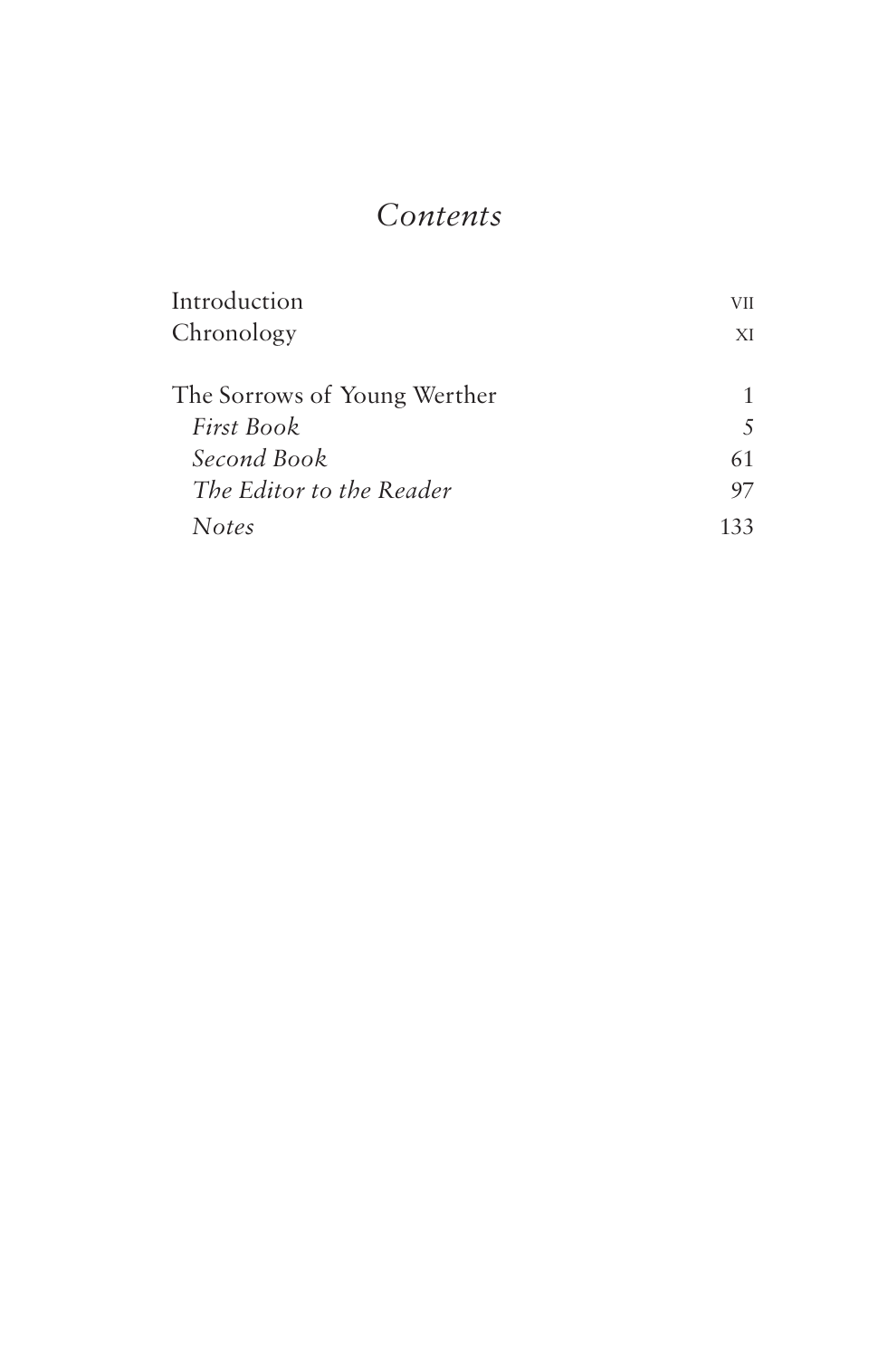# *Contents*

| | |
|---|---|
| Introduction | VII |
| Chronology | XI |
| | |
| The Sorrows of Young Werther | 1 |
| *First Book* | 5 |
| *Second Book* | 61 |
| *The Editor to the Reader* | 97 |
| *Notes* | 133 |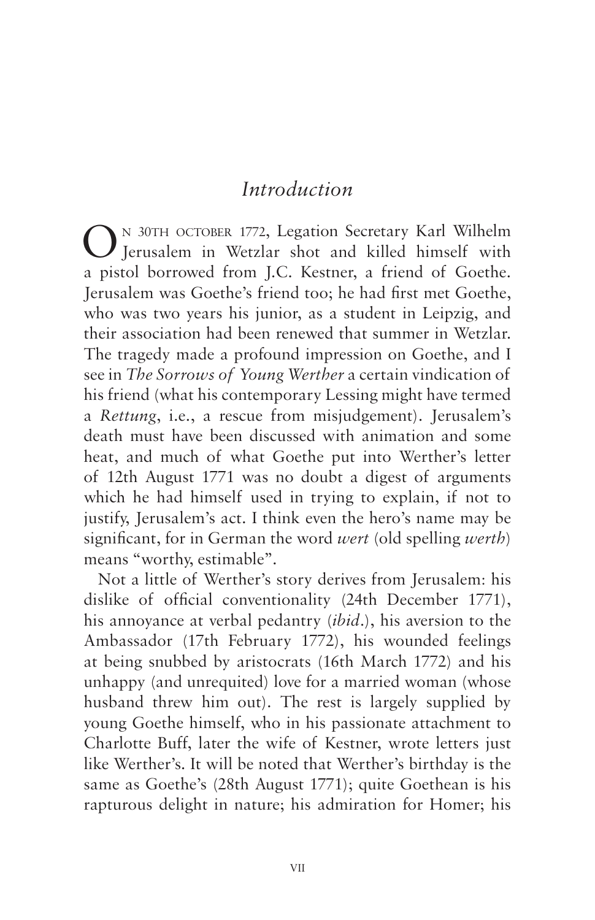# *Introduction*

On 30th October 1772, Legation Secretary Karl Wilhelm Jerusalem in Wetzlar shot and killed himself with a pistol borrowed from J.C. Kestner, a friend of Goethe. Jerusalem was Goethe's friend too; he had first met Goethe, who was two years his junior, as a student in Leipzig, and their association had been renewed that summer in Wetzlar. The tragedy made a profound impression on Goethe, and I see in *The Sorrows of Young Werther* a certain vindication of his friend (what his contemporary Lessing might have termed a *Rettung*, i.e., a rescue from misjudgement). Jerusalem's death must have been discussed with animation and some heat, and much of what Goethe put into Werther's letter of 12th August 1771 was no doubt a digest of arguments which he had himself used in trying to explain, if not to justify, Jerusalem's act. I think even the hero's name may be significant, for in German the word *wert* (old spelling *werth*) means "worthy, estimable".

Not a little of Werther's story derives from Jerusalem: his dislike of official conventionality (24th December 1771), his annoyance at verbal pedantry (*ibid*.), his aversion to the Ambassador (17th February 1772), his wounded feelings at being snubbed by aristocrats (16th March 1772) and his unhappy (and unrequited) love for a married woman (whose husband threw him out). The rest is largely supplied by young Goethe himself, who in his passionate attachment to Charlotte Buff, later the wife of Kestner, wrote letters just like Werther's. It will be noted that Werther's birthday is the same as Goethe's (28th August 1771); quite Goethean is his rapturous delight in nature; his admiration for Homer; his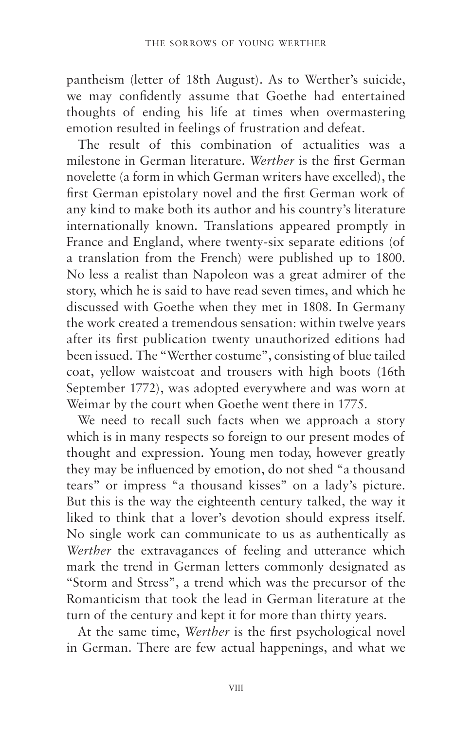pantheism (letter of 18th August). As to Werther's suicide, we may confidently assume that Goethe had entertained thoughts of ending his life at times when overmastering emotion resulted in feelings of frustration and defeat.

The result of this combination of actualities was a milestone in German literature. *Werther* is the first German novelette (a form in which German writers have excelled), the first German epistolary novel and the first German work of any kind to make both its author and his country's literature internationally known. Translations appeared promptly in France and England, where twenty-six separate editions (of a translation from the French) were published up to 1800. No less a realist than Napoleon was a great admirer of the story, which he is said to have read seven times, and which he discussed with Goethe when they met in 1808. In Germany the work created a tremendous sensation: within twelve years after its first publication twenty unauthorized editions had been issued. The "Werther costume", consisting of blue tailed coat, yellow waistcoat and trousers with high boots (16th September 1772), was adopted everywhere and was worn at Weimar by the court when Goethe went there in 1775.

We need to recall such facts when we approach a story which is in many respects so foreign to our present modes of thought and expression. Young men today, however greatly they may be influenced by emotion, do not shed "a thousand tears" or impress "a thousand kisses" on a lady's picture. But this is the way the eighteenth century talked, the way it liked to think that a lover's devotion should express itself. No single work can communicate to us as authentically as *Werther* the extravagances of feeling and utterance which mark the trend in German letters commonly designated as "Storm and Stress", a trend which was the precursor of the Romanticism that took the lead in German literature at the turn of the century and kept it for more than thirty years.

At the same time, *Werther* is the first psychological novel in German. There are few actual happenings, and what we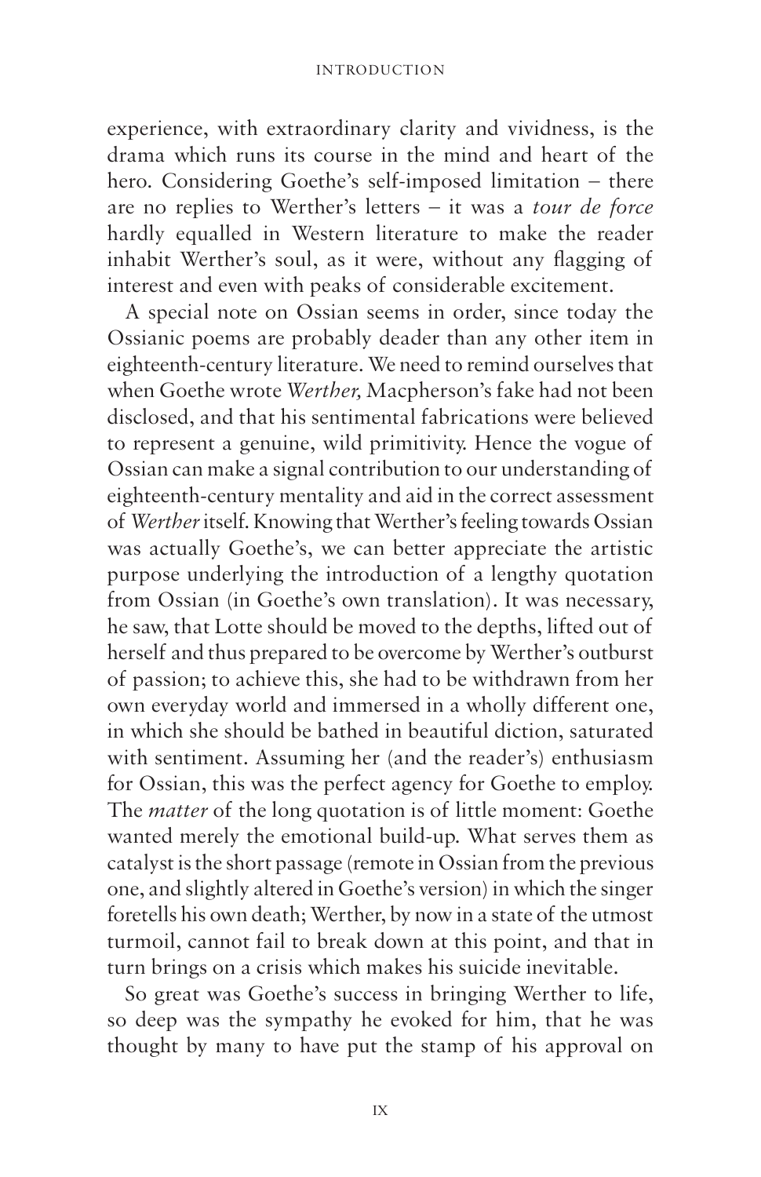experience, with extraordinary clarity and vividness, is the drama which runs its course in the mind and heart of the hero. Considering Goethe's self-imposed limitation – there are no replies to Werther's letters – it was a *tour de force* hardly equalled in Western literature to make the reader inhabit Werther's soul, as it were, without any flagging of interest and even with peaks of considerable excitement.

A special note on Ossian seems in order, since today the Ossianic poems are probably deader than any other item in eighteenth-century literature. We need to remind ourselves that when Goethe wrote *Werther,* Macpherson's fake had not been disclosed, and that his sentimental fabrications were believed to represent a genuine, wild primitivity. Hence the vogue of Ossian can make a signal contribution to our understanding of eighteenth-century mentality and aid in the correct assessment of *Werther* itself. Knowing that Werther's feeling towards Ossian was actually Goethe's, we can better appreciate the artistic purpose underlying the introduction of a lengthy quotation from Ossian (in Goethe's own translation). It was necessary, he saw, that Lotte should be moved to the depths, lifted out of herself and thus prepared to be overcome by Werther's outburst of passion; to achieve this, she had to be withdrawn from her own everyday world and immersed in a wholly different one, in which she should be bathed in beautiful diction, saturated with sentiment. Assuming her (and the reader's) enthusiasm for Ossian, this was the perfect agency for Goethe to employ. The *matter* of the long quotation is of little moment: Goethe wanted merely the emotional build-up. What serves them as catalyst is the short passage (remote in Ossian from the previous one, and slightly altered in Goethe's version) in which the singer foretells his own death; Werther, by now in a state of the utmost turmoil, cannot fail to break down at this point, and that in turn brings on a crisis which makes his suicide inevitable.

So great was Goethe's success in bringing Werther to life, so deep was the sympathy he evoked for him, that he was thought by many to have put the stamp of his approval on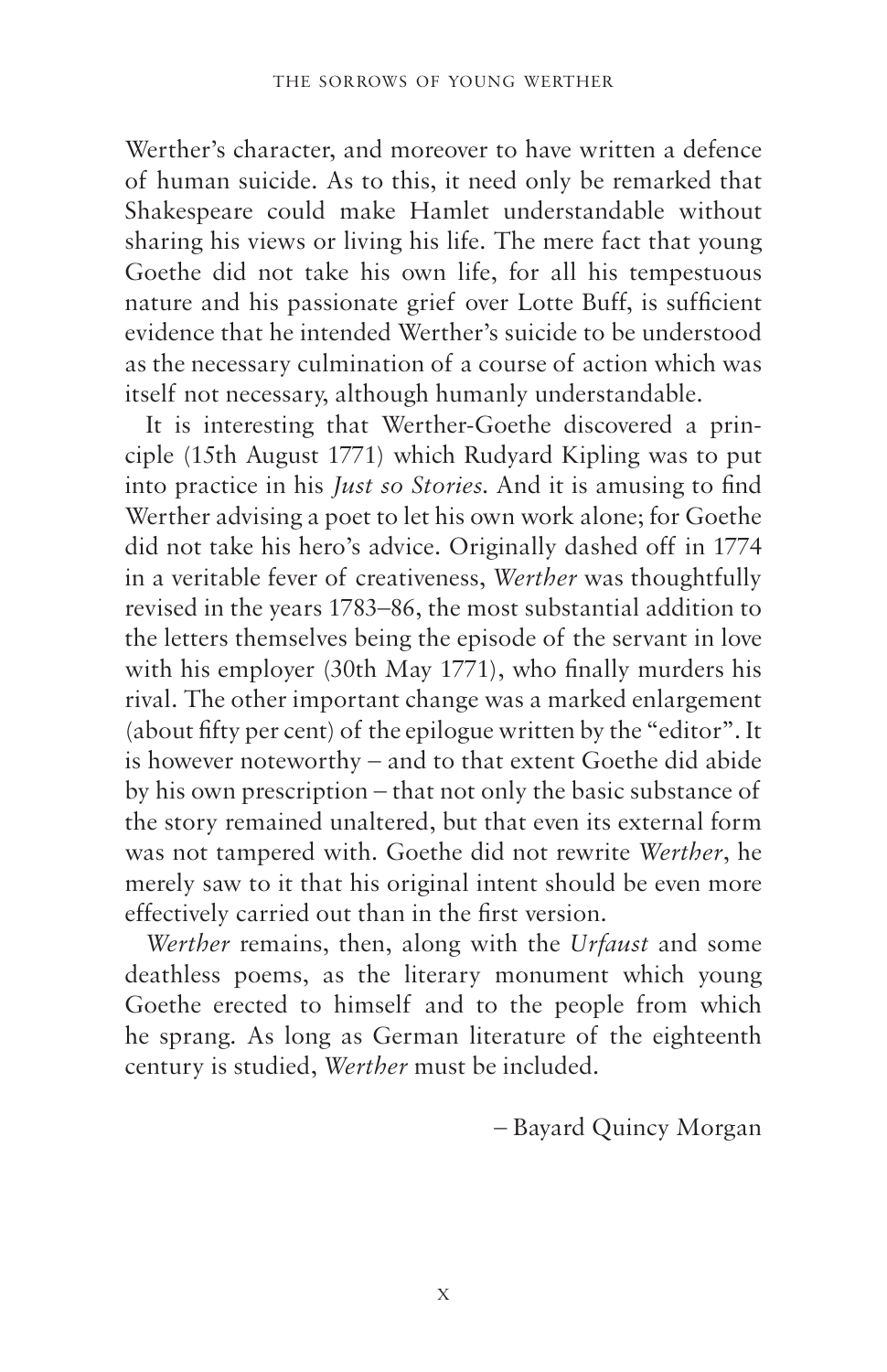Werther's character, and moreover to have written a defence of human suicide. As to this, it need only be remarked that Shakespeare could make Hamlet understandable without sharing his views or living his life. The mere fact that young Goethe did not take his own life, for all his tempestuous nature and his passionate grief over Lotte Buff, is sufficient evidence that he intended Werther's suicide to be understood as the necessary culmination of a course of action which was itself not necessary, although humanly understandable.

It is interesting that Werther-Goethe discovered a principle (15th August 1771) which Rudyard Kipling was to put into practice in his *Just so Stories*. And it is amusing to find Werther advising a poet to let his own work alone; for Goethe did not take his hero's advice. Originally dashed off in 1774 in a veritable fever of creativeness, *Werther* was thoughtfully revised in the years 1783–86, the most substantial addition to the letters themselves being the episode of the servant in love with his employer (30th May 1771), who finally murders his rival. The other important change was a marked enlargement (about fifty per cent) of the epilogue written by the "editor". It is however noteworthy – and to that extent Goethe did abide by his own prescription – that not only the basic substance of the story remained unaltered, but that even its external form was not tampered with. Goethe did not rewrite *Werther*, he merely saw to it that his original intent should be even more effectively carried out than in the first version.

*Werther* remains, then, along with the *Urfaust* and some deathless poems, as the literary monument which young Goethe erected to himself and to the people from which he sprang. As long as German literature of the eighteenth century is studied, *Werther* must be included.

– Bayard Quincy Morgan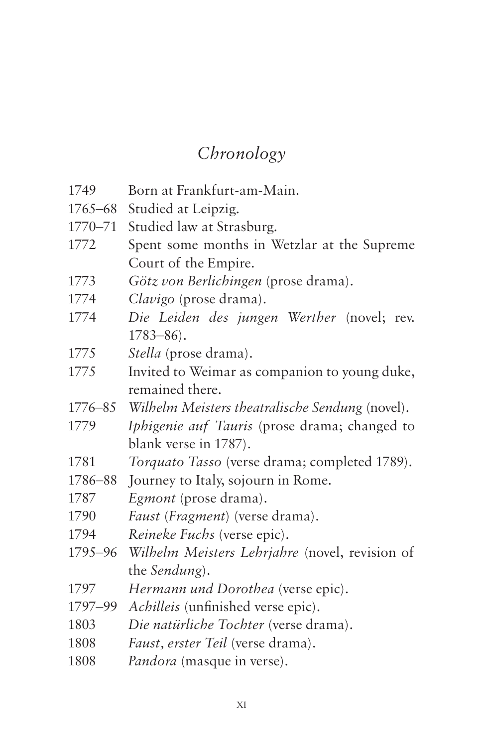# *Chronology*

| | |
|---|---|
| 1749 | Born at Frankfurt-am-Main. |
| 1765–68 | Studied at Leipzig. |
| 1770–71 | Studied law at Strasburg. |
| 1772 | Spent some months in Wetzlar at the Supreme Court of the Empire. |
| 1773 | *Götz von Berlichingen* (prose drama). |
| 1774 | *Clavigo* (prose drama). |
| 1774 | *Die Leiden des jungen Werther* (novel; rev. 1783–86). |
| 1775 | *Stella* (prose drama). |
| 1775 | Invited to Weimar as companion to young duke, remained there. |
| 1776–85 | *Wilhelm Meisters theatralische Sendung* (novel). |
| 1779 | *Iphigenie auf Tauris* (prose drama; changed to blank verse in 1787). |
| 1781 | *Torquato Tasso* (verse drama; completed 1789). |
| 1786–88 | Journey to Italy, sojourn in Rome. |
| 1787 | *Egmont* (prose drama). |
| 1790 | *Faust* (*Fragment*) (verse drama). |
| 1794 | *Reineke Fuchs* (verse epic). |
| 1795–96 | *Wilhelm Meisters Lehrjahre* (novel, revision of the *Sendung*). |
| 1797 | *Hermann und Dorothea* (verse epic). |
| 1797–99 | *Achilleis* (unfinished verse epic). |
| 1803 | *Die natürliche Tochter* (verse drama). |
| 1808 | *Faust, erster Teil* (verse drama). |
| 1808 | *Pandora* (masque in verse). |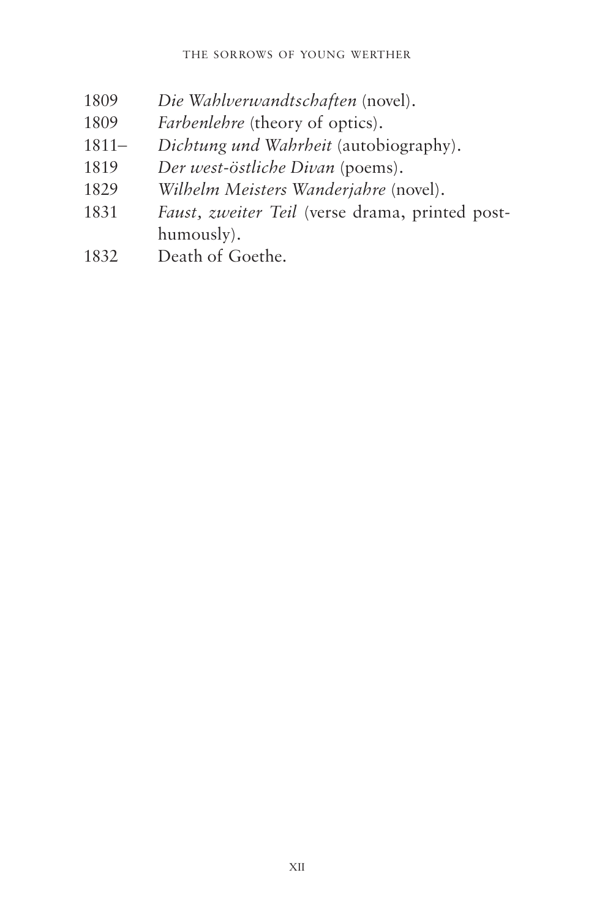1809 *Die Wahlverwandtschaften* (novel).
1809 *Farbenlehre* (theory of optics).
1811– *Dichtung und Wahrheit* (autobiography).
1819 *Der west-östliche Divan* (poems).
1829 *Wilhelm Meisters Wanderjahre* (novel).
1831 *Faust, zweiter Teil* (verse drama, printed posthumously).
1832 Death of Goethe.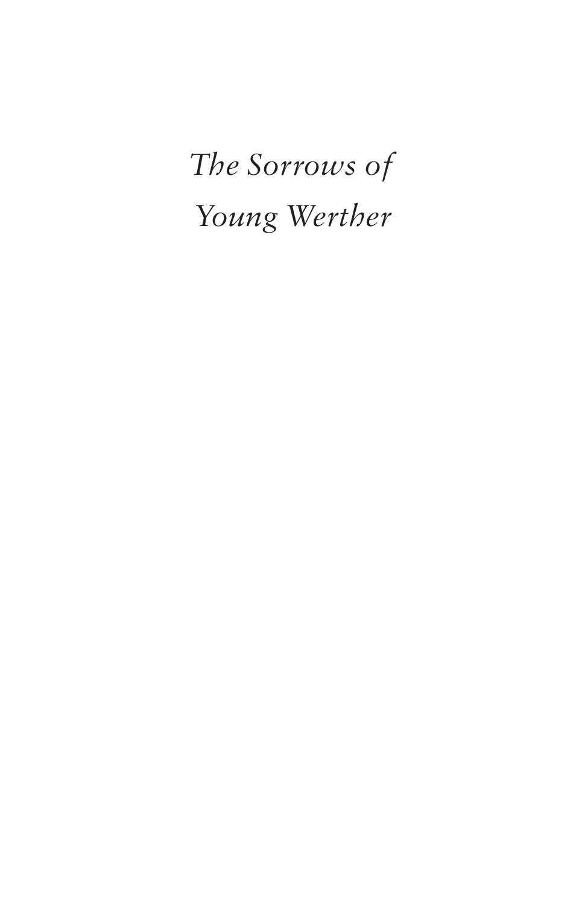# *The Sorrows of Young Werther*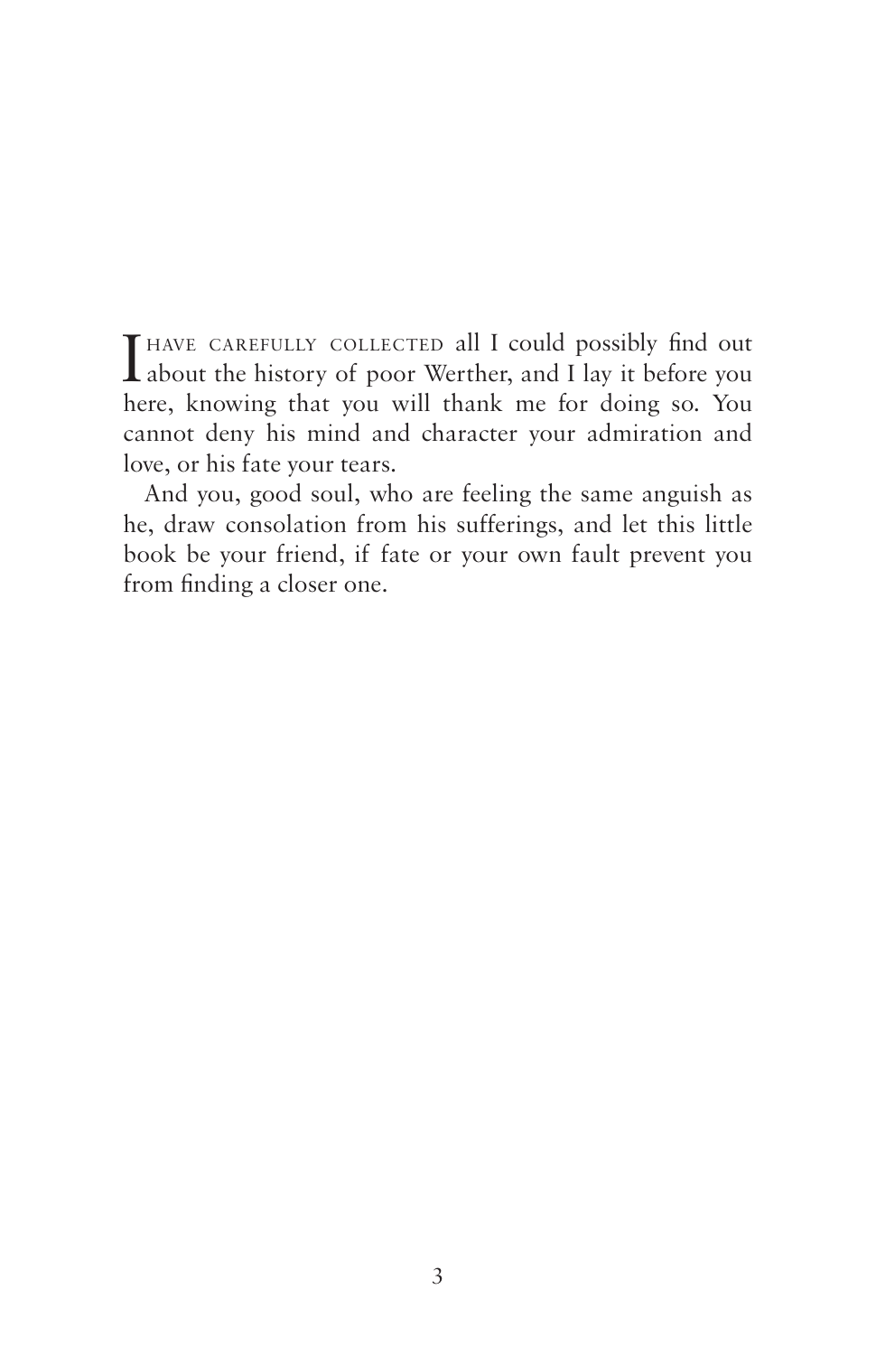I have carefully collected all I could possibly find out about the history of poor Werther, and I lay it before you here, knowing that you will thank me for doing so. You cannot deny his mind and character your admiration and love, or his fate your tears.

And you, good soul, who are feeling the same anguish as he, draw consolation from his sufferings, and let this little book be your friend, if fate or your own fault prevent you from finding a closer one.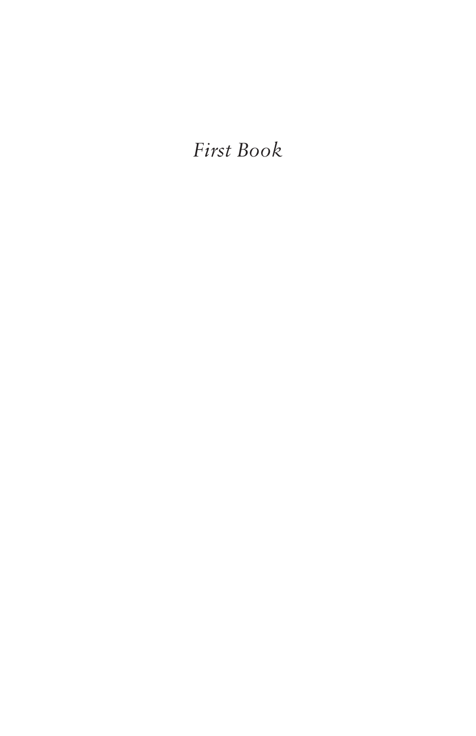# *First Book*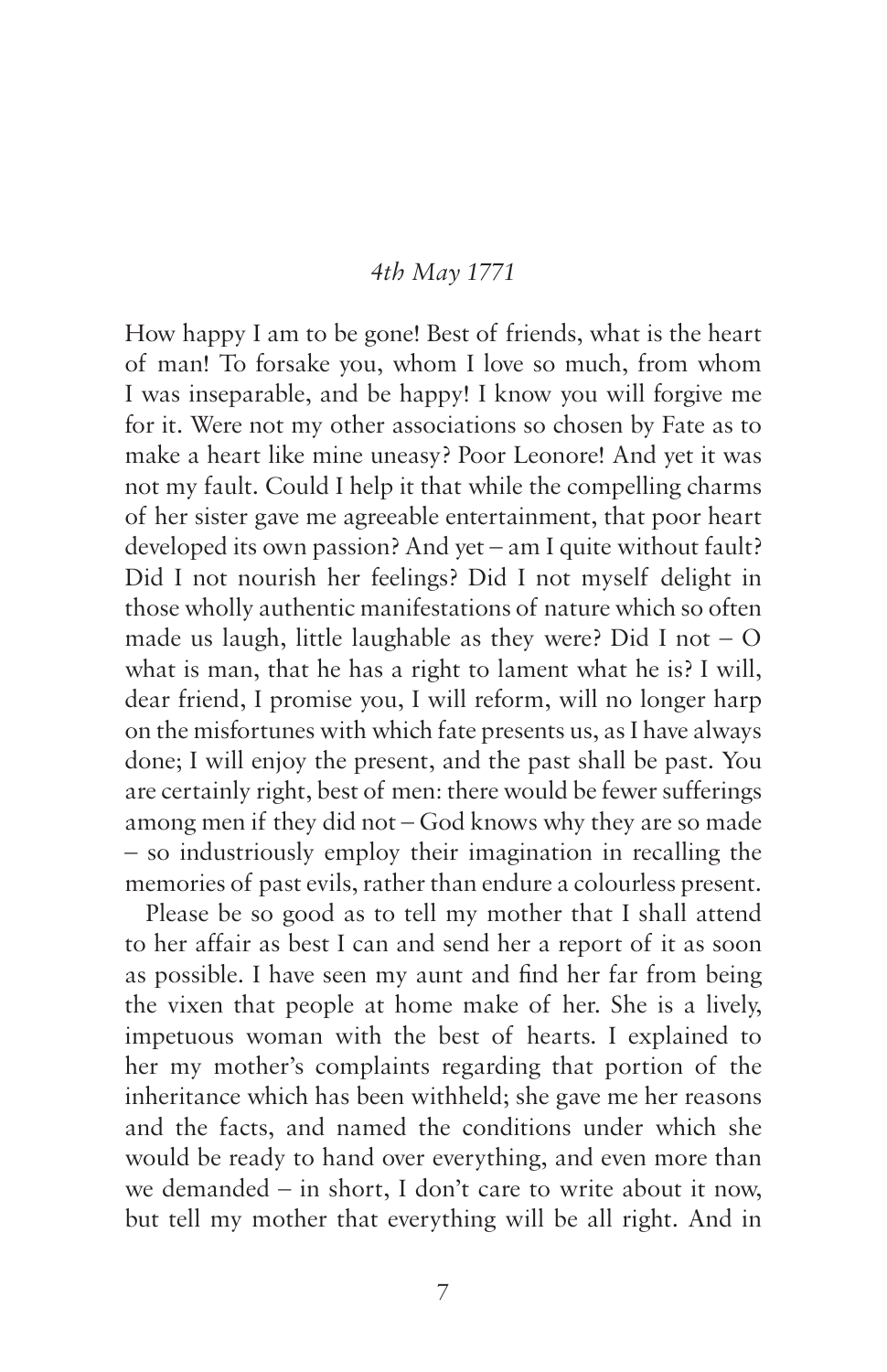*4th May 1771*

How happy I am to be gone! Best of friends, what is the heart of man! To forsake you, whom I love so much, from whom I was inseparable, and be happy! I know you will forgive me for it. Were not my other associations so chosen by Fate as to make a heart like mine uneasy? Poor Leonore! And yet it was not my fault. Could I help it that while the compelling charms of her sister gave me agreeable entertainment, that poor heart developed its own passion? And yet – am I quite without fault? Did I not nourish her feelings? Did I not myself delight in those wholly authentic manifestations of nature which so often made us laugh, little laughable as they were? Did I not – O what is man, that he has a right to lament what he is? I will, dear friend, I promise you, I will reform, will no longer harp on the misfortunes with which fate presents us, as I have always done; I will enjoy the present, and the past shall be past. You are certainly right, best of men: there would be fewer sufferings among men if they did not – God knows why they are so made – so industriously employ their imagination in recalling the memories of past evils, rather than endure a colourless present.

Please be so good as to tell my mother that I shall attend to her affair as best I can and send her a report of it as soon as possible. I have seen my aunt and find her far from being the vixen that people at home make of her. She is a lively, impetuous woman with the best of hearts. I explained to her my mother's complaints regarding that portion of the inheritance which has been withheld; she gave me her reasons and the facts, and named the conditions under which she would be ready to hand over everything, and even more than we demanded – in short, I don't care to write about it now, but tell my mother that everything will be all right. And in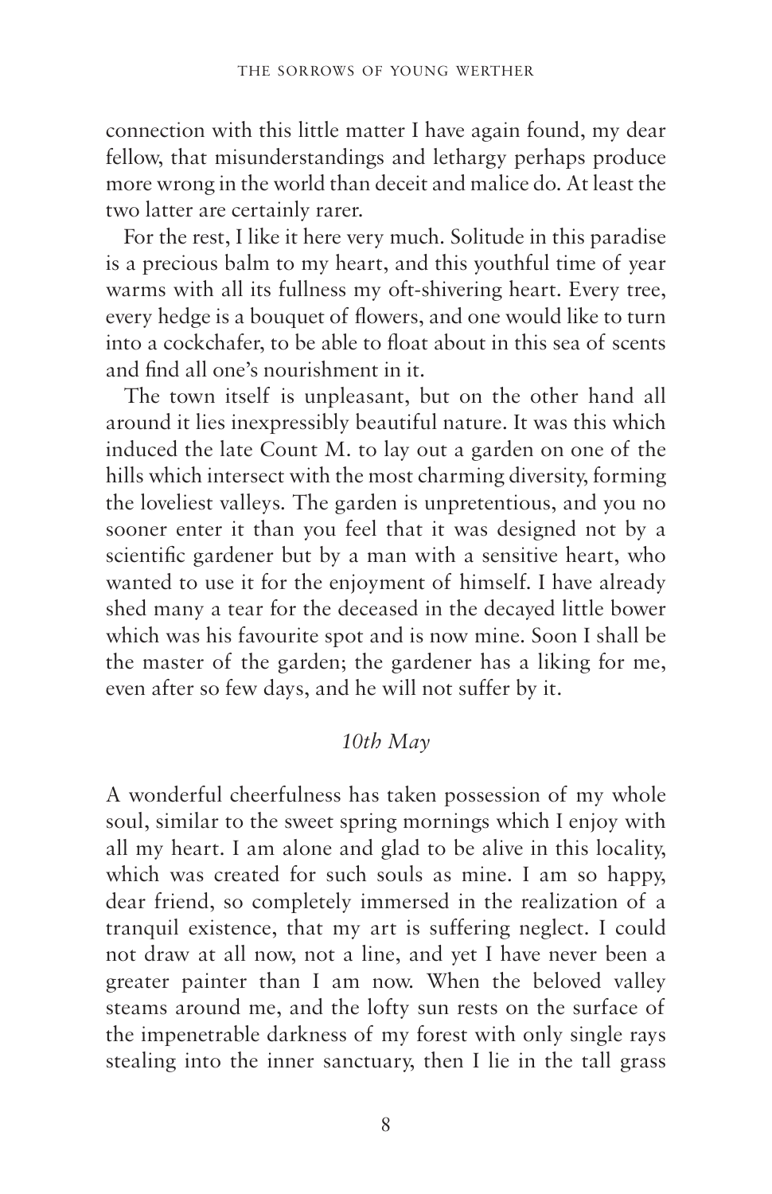connection with this little matter I have again found, my dear fellow, that misunderstandings and lethargy perhaps produce more wrong in the world than deceit and malice do. At least the two latter are certainly rarer.

For the rest, I like it here very much. Solitude in this paradise is a precious balm to my heart, and this youthful time of year warms with all its fullness my oft-shivering heart. Every tree, every hedge is a bouquet of flowers, and one would like to turn into a cockchafer, to be able to float about in this sea of scents and find all one's nourishment in it.

The town itself is unpleasant, but on the other hand all around it lies inexpressibly beautiful nature. It was this which induced the late Count M. to lay out a garden on one of the hills which intersect with the most charming diversity, forming the loveliest valleys. The garden is unpretentious, and you no sooner enter it than you feel that it was designed not by a scientific gardener but by a man with a sensitive heart, who wanted to use it for the enjoyment of himself. I have already shed many a tear for the deceased in the decayed little bower which was his favourite spot and is now mine. Soon I shall be the master of the garden; the gardener has a liking for me, even after so few days, and he will not suffer by it.

*10th May*

A wonderful cheerfulness has taken possession of my whole soul, similar to the sweet spring mornings which I enjoy with all my heart. I am alone and glad to be alive in this locality, which was created for such souls as mine. I am so happy, dear friend, so completely immersed in the realization of a tranquil existence, that my art is suffering neglect. I could not draw at all now, not a line, and yet I have never been a greater painter than I am now. When the beloved valley steams around me, and the lofty sun rests on the surface of the impenetrable darkness of my forest with only single rays stealing into the inner sanctuary, then I lie in the tall grass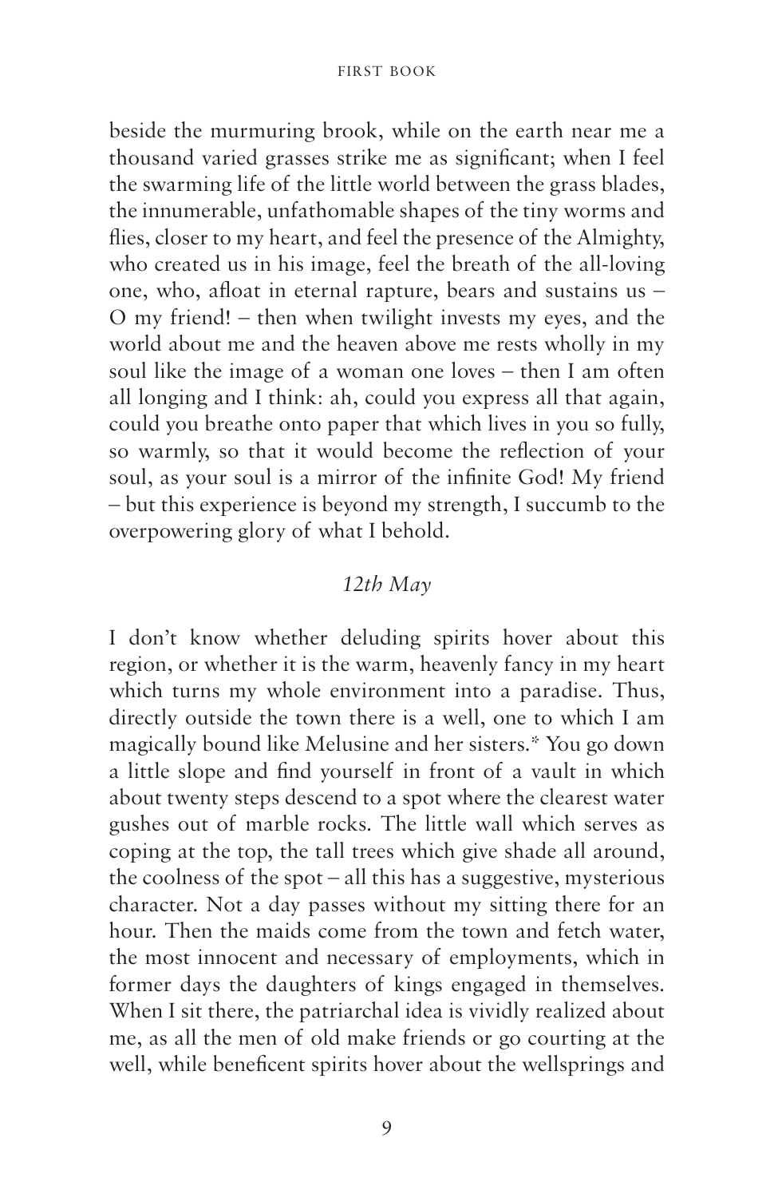beside the murmuring brook, while on the earth near me a thousand varied grasses strike me as significant; when I feel the swarming life of the little world between the grass blades, the innumerable, unfathomable shapes of the tiny worms and flies, closer to my heart, and feel the presence of the Almighty, who created us in his image, feel the breath of the all-loving one, who, afloat in eternal rapture, bears and sustains us – O my friend! – then when twilight invests my eyes, and the world about me and the heaven above me rests wholly in my soul like the image of a woman one loves – then I am often all longing and I think: ah, could you express all that again, could you breathe onto paper that which lives in you so fully, so warmly, so that it would become the reflection of your soul, as your soul is a mirror of the infinite God! My friend – but this experience is beyond my strength, I succumb to the overpowering glory of what I behold.

*12th May*

I don't know whether deluding spirits hover about this region, or whether it is the warm, heavenly fancy in my heart which turns my whole environment into a paradise. Thus, directly outside the town there is a well, one to which I am magically bound like Melusine and her sisters.* You go down a little slope and find yourself in front of a vault in which about twenty steps descend to a spot where the clearest water gushes out of marble rocks. The little wall which serves as coping at the top, the tall trees which give shade all around, the coolness of the spot – all this has a suggestive, mysterious character. Not a day passes without my sitting there for an hour. Then the maids come from the town and fetch water, the most innocent and necessary of employments, which in former days the daughters of kings engaged in themselves. When I sit there, the patriarchal idea is vividly realized about me, as all the men of old make friends or go courting at the well, while beneficent spirits hover about the wellsprings and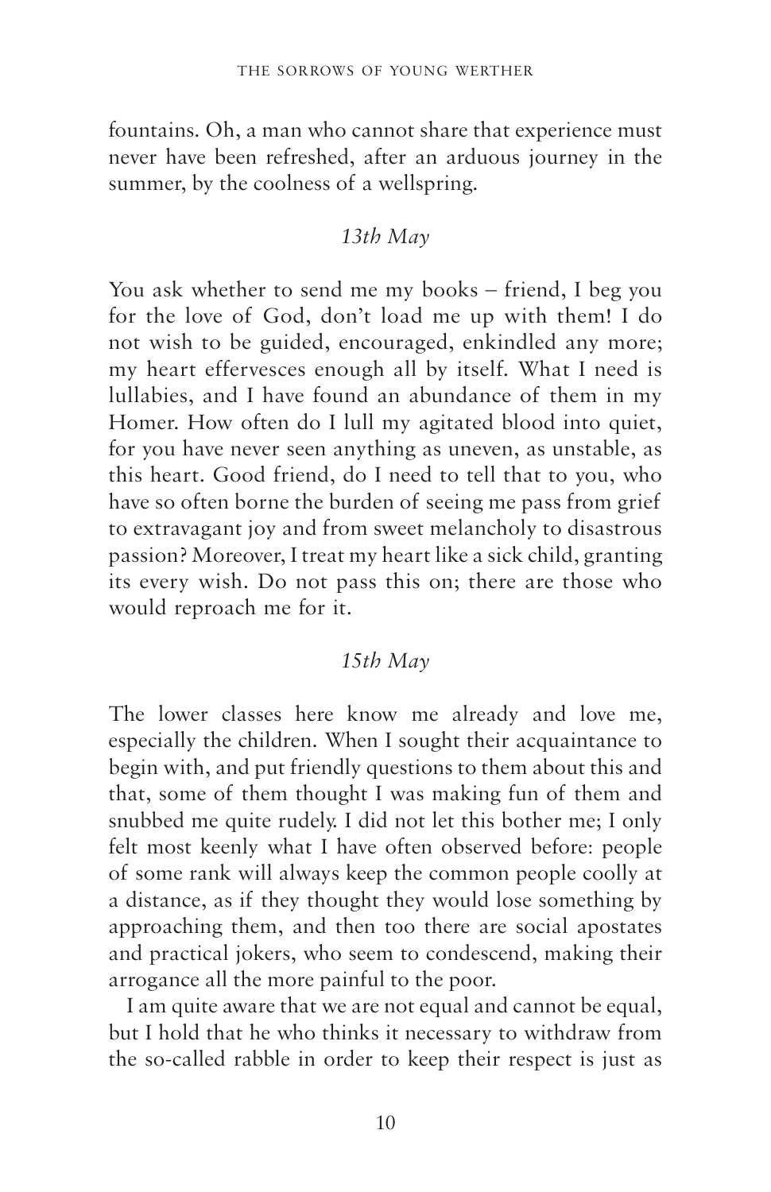fountains. Oh, a man who cannot share that experience must never have been refreshed, after an arduous journey in the summer, by the coolness of a wellspring.

*13th May*

You ask whether to send me my books – friend, I beg you for the love of God, don't load me up with them! I do not wish to be guided, encouraged, enkindled any more; my heart effervesces enough all by itself. What I need is lullabies, and I have found an abundance of them in my Homer. How often do I lull my agitated blood into quiet, for you have never seen anything as uneven, as unstable, as this heart. Good friend, do I need to tell that to you, who have so often borne the burden of seeing me pass from grief to extravagant joy and from sweet melancholy to disastrous passion? Moreover, I treat my heart like a sick child, granting its every wish. Do not pass this on; there are those who would reproach me for it.

*15th May*

The lower classes here know me already and love me, especially the children. When I sought their acquaintance to begin with, and put friendly questions to them about this and that, some of them thought I was making fun of them and snubbed me quite rudely. I did not let this bother me; I only felt most keenly what I have often observed before: people of some rank will always keep the common people coolly at a distance, as if they thought they would lose something by approaching them, and then too there are social apostates and practical jokers, who seem to condescend, making their arrogance all the more painful to the poor.

I am quite aware that we are not equal and cannot be equal, but I hold that he who thinks it necessary to withdraw from the so-called rabble in order to keep their respect is just as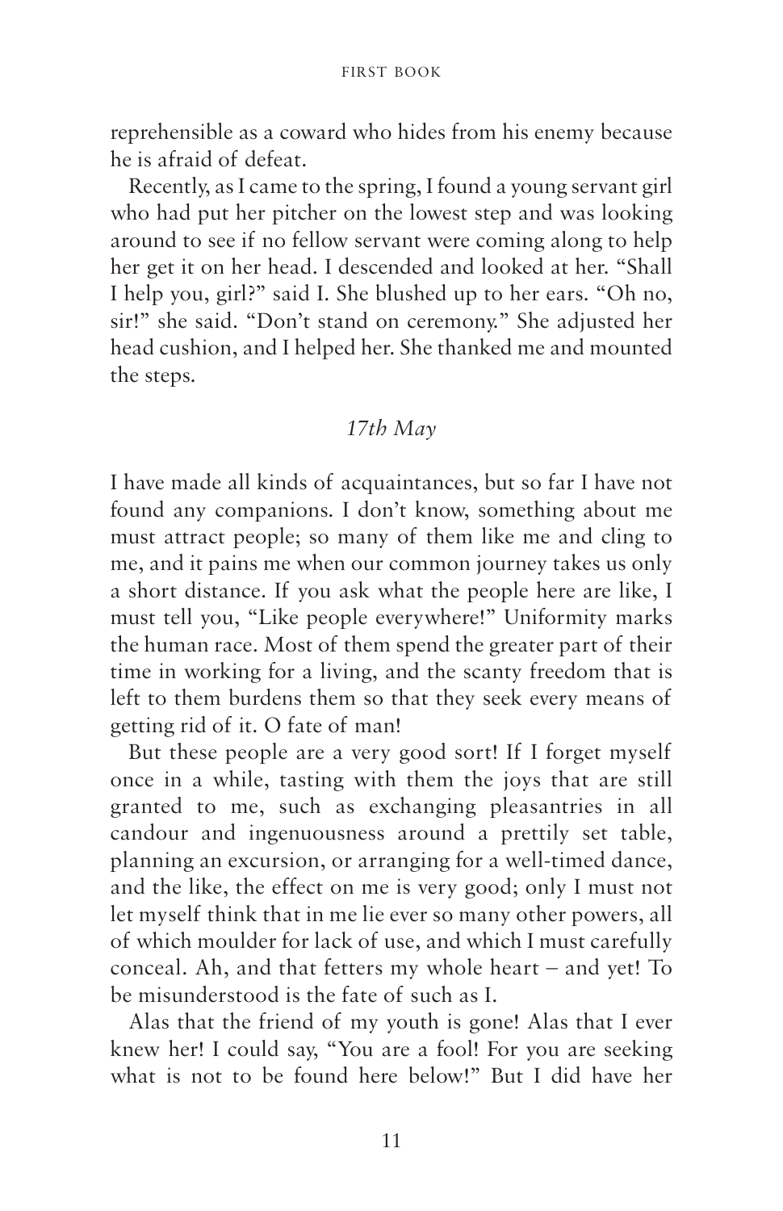reprehensible as a coward who hides from his enemy because he is afraid of defeat.

Recently, as I came to the spring, I found a young servant girl who had put her pitcher on the lowest step and was looking around to see if no fellow servant were coming along to help her get it on her head. I descended and looked at her. "Shall I help you, girl?" said I. She blushed up to her ears. "Oh no, sir!" she said. "Don't stand on ceremony." She adjusted her head cushion, and I helped her. She thanked me and mounted the steps.

### *17th May*

I have made all kinds of acquaintances, but so far I have not found any companions. I don't know, something about me must attract people; so many of them like me and cling to me, and it pains me when our common journey takes us only a short distance. If you ask what the people here are like, I must tell you, "Like people everywhere!" Uniformity marks the human race. Most of them spend the greater part of their time in working for a living, and the scanty freedom that is left to them burdens them so that they seek every means of getting rid of it. O fate of man!

But these people are a very good sort! If I forget myself once in a while, tasting with them the joys that are still granted to me, such as exchanging pleasantries in all candour and ingenuousness around a prettily set table, planning an excursion, or arranging for a well-timed dance, and the like, the effect on me is very good; only I must not let myself think that in me lie ever so many other powers, all of which moulder for lack of use, and which I must carefully conceal. Ah, and that fetters my whole heart – and yet! To be misunderstood is the fate of such as I.

Alas that the friend of my youth is gone! Alas that I ever knew her! I could say, "You are a fool! For you are seeking what is not to be found here below!" But I did have her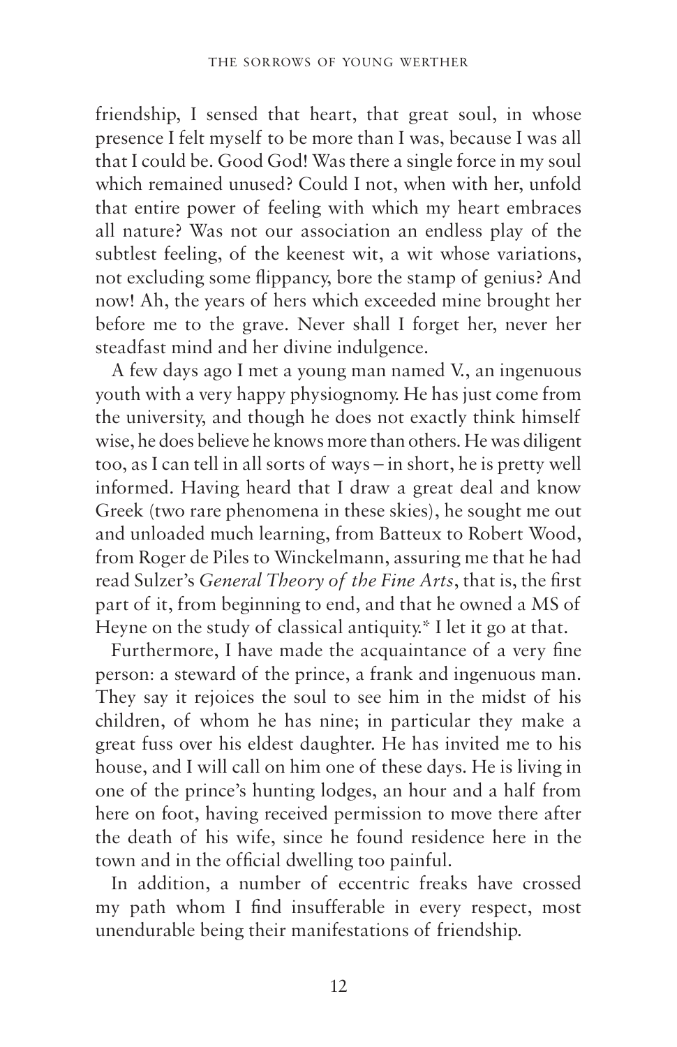friendship, I sensed that heart, that great soul, in whose presence I felt myself to be more than I was, because I was all that I could be. Good God! Was there a single force in my soul which remained unused? Could I not, when with her, unfold that entire power of feeling with which my heart embraces all nature? Was not our association an endless play of the subtlest feeling, of the keenest wit, a wit whose variations, not excluding some flippancy, bore the stamp of genius? And now! Ah, the years of hers which exceeded mine brought her before me to the grave. Never shall I forget her, never her steadfast mind and her divine indulgence.

A few days ago I met a young man named V., an ingenuous youth with a very happy physiognomy. He has just come from the university, and though he does not exactly think himself wise, he does believe he knows more than others. He was diligent too, as I can tell in all sorts of ways – in short, he is pretty well informed. Having heard that I draw a great deal and know Greek (two rare phenomena in these skies), he sought me out and unloaded much learning, from Batteux to Robert Wood, from Roger de Piles to Winckelmann, assuring me that he had read Sulzer's *General Theory of the Fine Arts*, that is, the first part of it, from beginning to end, and that he owned a MS of Heyne on the study of classical antiquity.* I let it go at that.

Furthermore, I have made the acquaintance of a very fine person: a steward of the prince, a frank and ingenuous man. They say it rejoices the soul to see him in the midst of his children, of whom he has nine; in particular they make a great fuss over his eldest daughter. He has invited me to his house, and I will call on him one of these days. He is living in one of the prince's hunting lodges, an hour and a half from here on foot, having received permission to move there after the death of his wife, since he found residence here in the town and in the official dwelling too painful.

In addition, a number of eccentric freaks have crossed my path whom I find insufferable in every respect, most unendurable being their manifestations of friendship.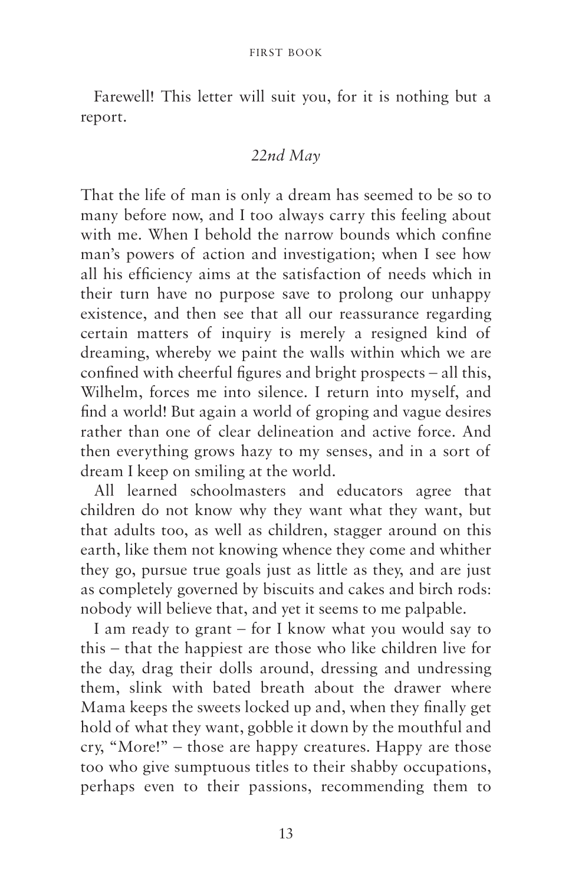Farewell! This letter will suit you, for it is nothing but a report.

*22nd May*

That the life of man is only a dream has seemed to be so to many before now, and I too always carry this feeling about with me. When I behold the narrow bounds which confine man's powers of action and investigation; when I see how all his efficiency aims at the satisfaction of needs which in their turn have no purpose save to prolong our unhappy existence, and then see that all our reassurance regarding certain matters of inquiry is merely a resigned kind of dreaming, whereby we paint the walls within which we are confined with cheerful figures and bright prospects – all this, Wilhelm, forces me into silence. I return into myself, and find a world! But again a world of groping and vague desires rather than one of clear delineation and active force. And then everything grows hazy to my senses, and in a sort of dream I keep on smiling at the world.

All learned schoolmasters and educators agree that children do not know why they want what they want, but that adults too, as well as children, stagger around on this earth, like them not knowing whence they come and whither they go, pursue true goals just as little as they, and are just as completely governed by biscuits and cakes and birch rods: nobody will believe that, and yet it seems to me palpable.

I am ready to grant – for I know what you would say to this – that the happiest are those who like children live for the day, drag their dolls around, dressing and undressing them, slink with bated breath about the drawer where Mama keeps the sweets locked up and, when they finally get hold of what they want, gobble it down by the mouthful and cry, "More!" – those are happy creatures. Happy are those too who give sumptuous titles to their shabby occupations, perhaps even to their passions, recommending them to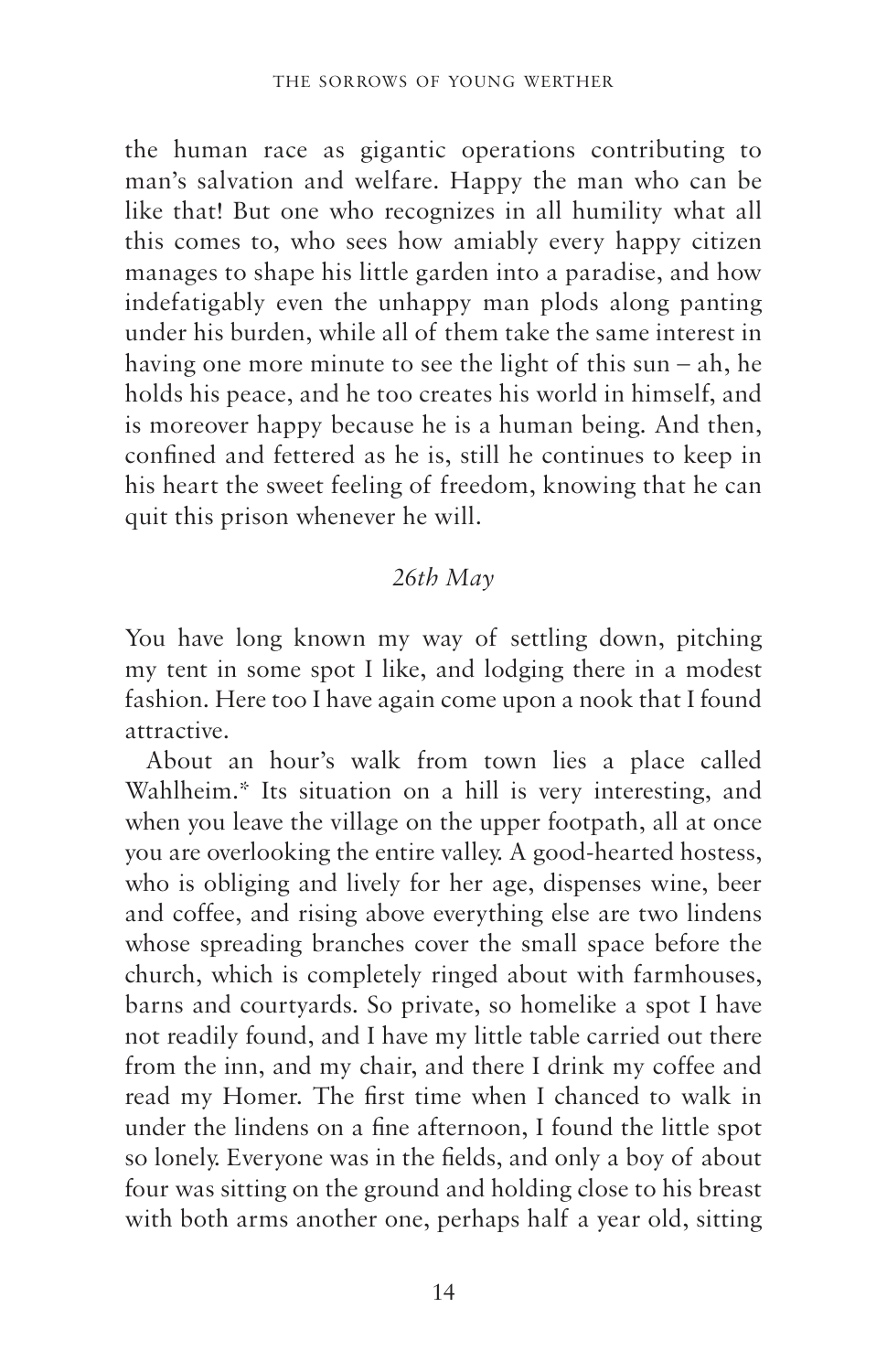the human race as gigantic operations contributing to man's salvation and welfare. Happy the man who can be like that! But one who recognizes in all humility what all this comes to, who sees how amiably every happy citizen manages to shape his little garden into a paradise, and how indefatigably even the unhappy man plods along panting under his burden, while all of them take the same interest in having one more minute to see the light of this sun – ah, he holds his peace, and he too creates his world in himself, and is moreover happy because he is a human being. And then, confined and fettered as he is, still he continues to keep in his heart the sweet feeling of freedom, knowing that he can quit this prison whenever he will.

*26th May*

You have long known my way of settling down, pitching my tent in some spot I like, and lodging there in a modest fashion. Here too I have again come upon a nook that I found attractive.

About an hour's walk from town lies a place called Wahlheim.* Its situation on a hill is very interesting, and when you leave the village on the upper footpath, all at once you are overlooking the entire valley. A good-hearted hostess, who is obliging and lively for her age, dispenses wine, beer and coffee, and rising above everything else are two lindens whose spreading branches cover the small space before the church, which is completely ringed about with farmhouses, barns and courtyards. So private, so homelike a spot I have not readily found, and I have my little table carried out there from the inn, and my chair, and there I drink my coffee and read my Homer. The first time when I chanced to walk in under the lindens on a fine afternoon, I found the little spot so lonely. Everyone was in the fields, and only a boy of about four was sitting on the ground and holding close to his breast with both arms another one, perhaps half a year old, sitting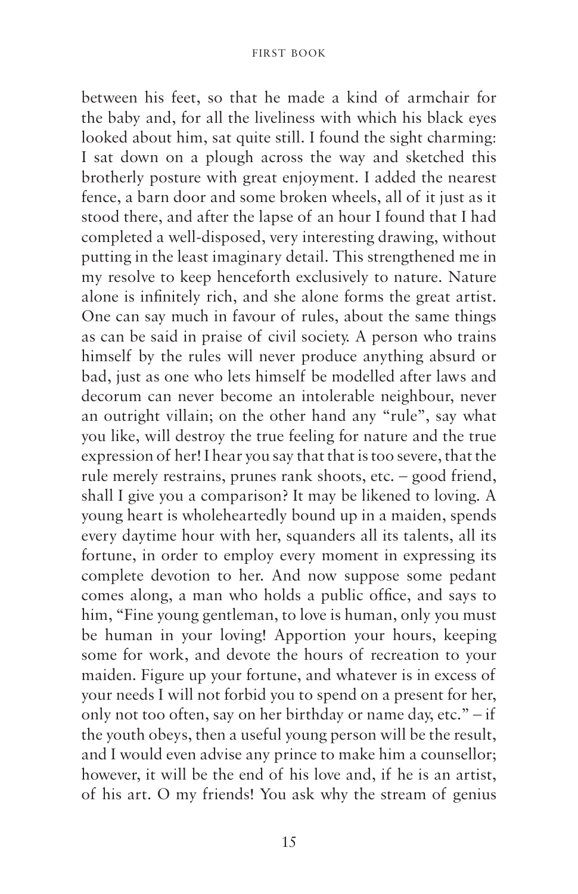between his feet, so that he made a kind of armchair for the baby and, for all the liveliness with which his black eyes looked about him, sat quite still. I found the sight charming: I sat down on a plough across the way and sketched this brotherly posture with great enjoyment. I added the nearest fence, a barn door and some broken wheels, all of it just as it stood there, and after the lapse of an hour I found that I had completed a well-disposed, very interesting drawing, without putting in the least imaginary detail. This strengthened me in my resolve to keep henceforth exclusively to nature. Nature alone is infinitely rich, and she alone forms the great artist. One can say much in favour of rules, about the same things as can be said in praise of civil society. A person who trains himself by the rules will never produce anything absurd or bad, just as one who lets himself be modelled after laws and decorum can never become an intolerable neighbour, never an outright villain; on the other hand any "rule", say what you like, will destroy the true feeling for nature and the true expression of her! I hear you say that that is too severe, that the rule merely restrains, prunes rank shoots, etc. – good friend, shall I give you a comparison? It may be likened to loving. A young heart is wholeheartedly bound up in a maiden, spends every daytime hour with her, squanders all its talents, all its fortune, in order to employ every moment in expressing its complete devotion to her. And now suppose some pedant comes along, a man who holds a public office, and says to him, "Fine young gentleman, to love is human, only you must be human in your loving! Apportion your hours, keeping some for work, and devote the hours of recreation to your maiden. Figure up your fortune, and whatever is in excess of your needs I will not forbid you to spend on a present for her, only not too often, say on her birthday or name day, etc." – if the youth obeys, then a useful young person will be the result, and I would even advise any prince to make him a counsellor; however, it will be the end of his love and, if he is an artist, of his art. O my friends! You ask why the stream of genius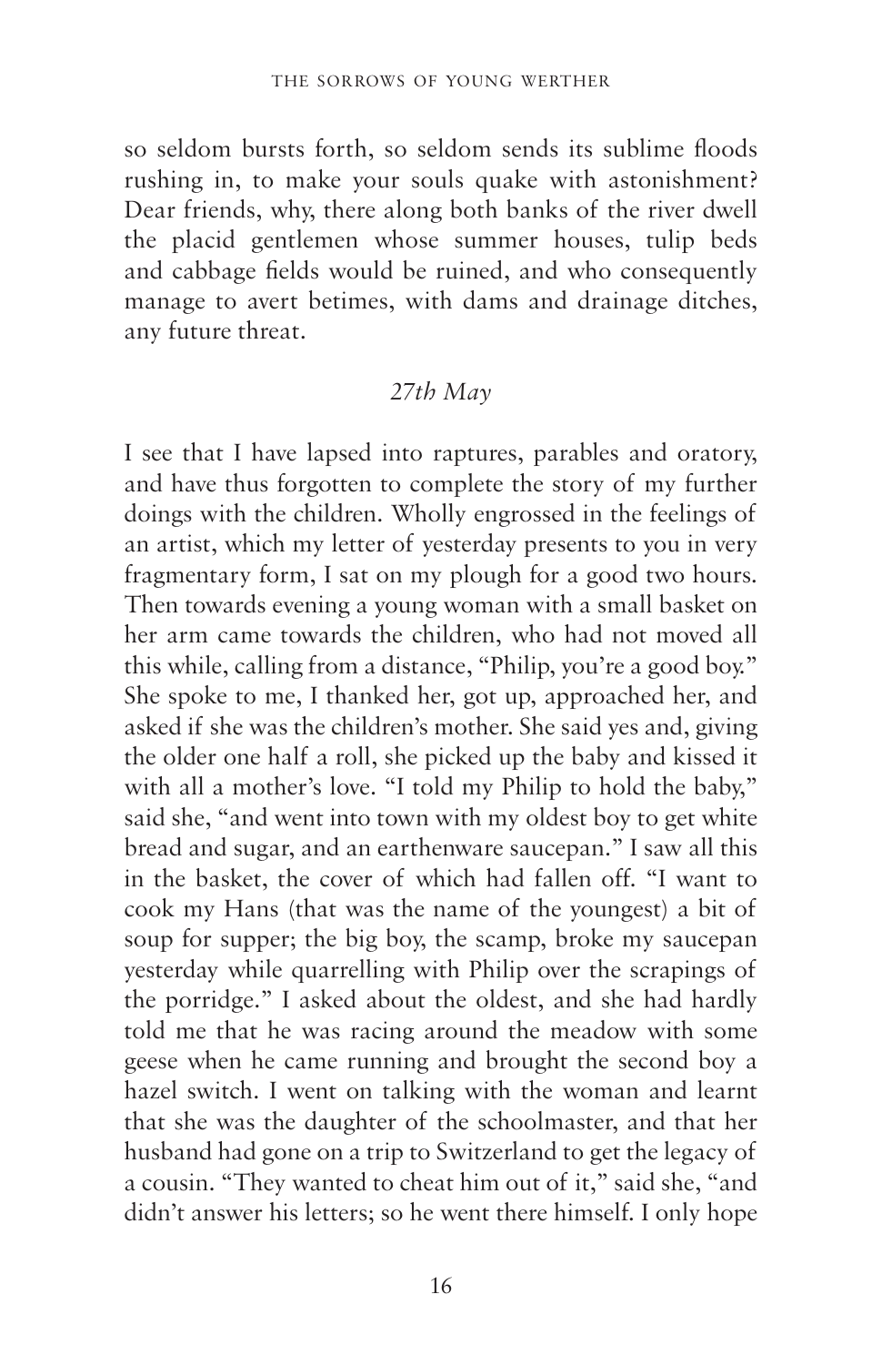so seldom bursts forth, so seldom sends its sublime floods rushing in, to make your souls quake with astonishment? Dear friends, why, there along both banks of the river dwell the placid gentlemen whose summer houses, tulip beds and cabbage fields would be ruined, and who consequently manage to avert betimes, with dams and drainage ditches, any future threat.

*27th May*

I see that I have lapsed into raptures, parables and oratory, and have thus forgotten to complete the story of my further doings with the children. Wholly engrossed in the feelings of an artist, which my letter of yesterday presents to you in very fragmentary form, I sat on my plough for a good two hours. Then towards evening a young woman with a small basket on her arm came towards the children, who had not moved all this while, calling from a distance, "Philip, you're a good boy." She spoke to me, I thanked her, got up, approached her, and asked if she was the children's mother. She said yes and, giving the older one half a roll, she picked up the baby and kissed it with all a mother's love. "I told my Philip to hold the baby," said she, "and went into town with my oldest boy to get white bread and sugar, and an earthenware saucepan." I saw all this in the basket, the cover of which had fallen off. "I want to cook my Hans (that was the name of the youngest) a bit of soup for supper; the big boy, the scamp, broke my saucepan yesterday while quarrelling with Philip over the scrapings of the porridge." I asked about the oldest, and she had hardly told me that he was racing around the meadow with some geese when he came running and brought the second boy a hazel switch. I went on talking with the woman and learnt that she was the daughter of the schoolmaster, and that her husband had gone on a trip to Switzerland to get the legacy of a cousin. "They wanted to cheat him out of it," said she, "and didn't answer his letters; so he went there himself. I only hope